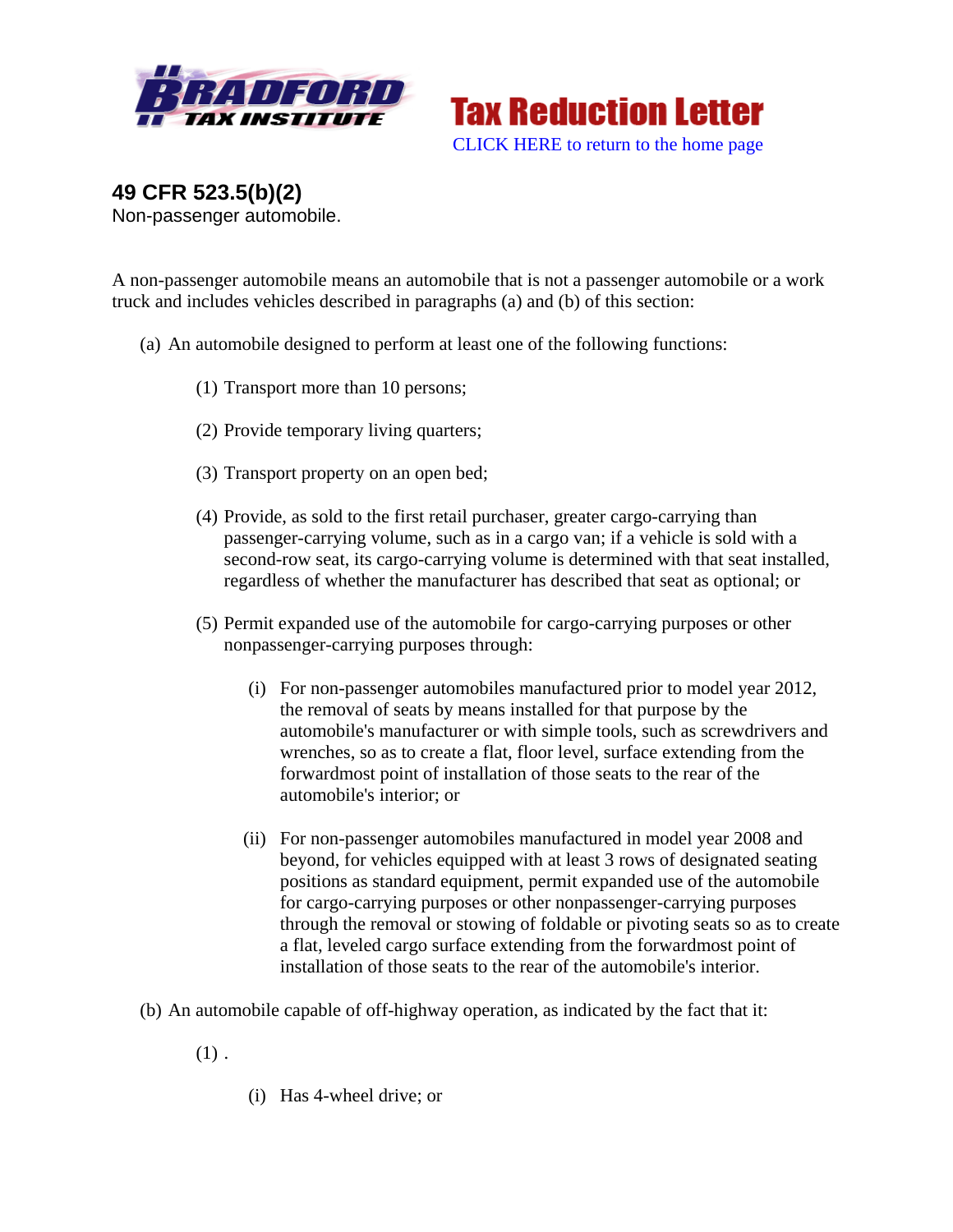Tax Reduction Letter

CLICK HERE to return to the home page

## 49 CFR 523.5(b)(2)

Non-passenger automobile.

A non-passenger automobile means an automobile that is not a passenger automobile or a work truck and includes vehicles described in paragraphs (a) and (b) of this section:

(a) An automobile designed to perform at least one of the following functions:

(1) Transport more than 10 persons;

(2) Provide temporary living quarters;

(3) Transport property on an open bed;

(4) Provide, as sold to the first retail purchaser, greater cargo-carrying than passenger-carrying volume, such as in a cargo van; if a vehicle is sold with a second-row seat, its cargo-carrying volume is determined with that seat installed, regardless of whether the manufacturer has described that seat as optional; or

(5) Permit expanded use of the automobile for cargo-carrying purposes or other nonpassenger-carrying purposes through:

(i) For non-passenger automobiles manufactured prior to model year 2012, the removal of seats by means installed for that purpose by the automobile's manufacturer or with simple tools, such as screwdrivers and wrenches, so as to create a flat, floor level, surface extending from the forwardmost point of installation of those seats to the rear of the automobile's interior; or

(ii) For non-passenger automobiles manufactured in model year 2008 and beyond, for vehicles equipped with at least 3 rows of designated seating positions as standard equipment, permit expanded use of the automobile for cargo-carrying purposes or other nonpassenger-carrying purposes through the removal or stowing of foldable or pivoting seats so as to create a flat, leveled cargo surface extending from the forwardmost point of installation of those seats to the rear of the automobile's interior.

(b) An automobile capable of off-highway operation, as indicated by the fact that it:

(1) .

(i) Has 4-wheel drive; or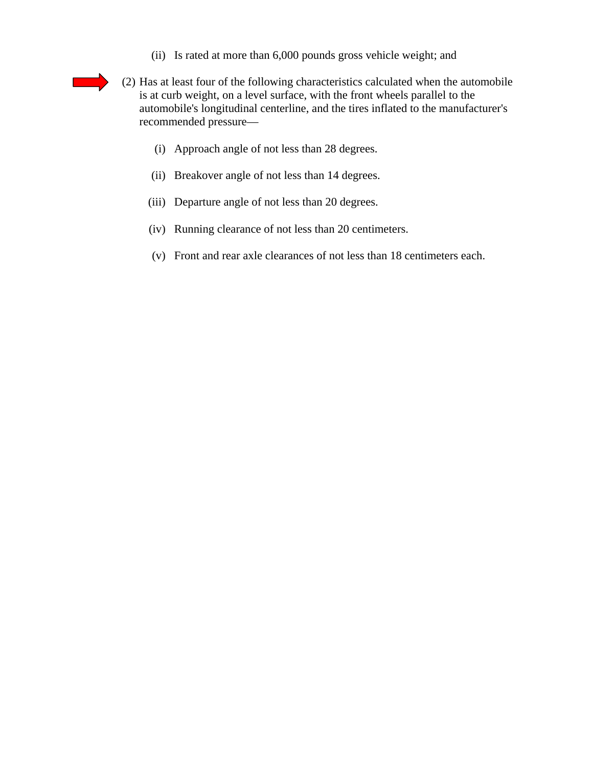(ii) Is rated at more than 6,000 pounds gross vehicle weight; and

(2) Has at least four of the following characteristics calculated when the automobile is at curb weight, on a level surface, with the front wheels parallel to the automobile's longitudinal centerline, and the tires inflated to the manufacturer's recommended pressure—

(i) Approach angle of not less than 28 degrees.

(ii) Breakover angle of not less than 14 degrees.

(iii) Departure angle of not less than 20 degrees.

(iv) Running clearance of not less than 20 centimeters.

(v) Front and rear axle clearances of not less than 18 centimeters each.